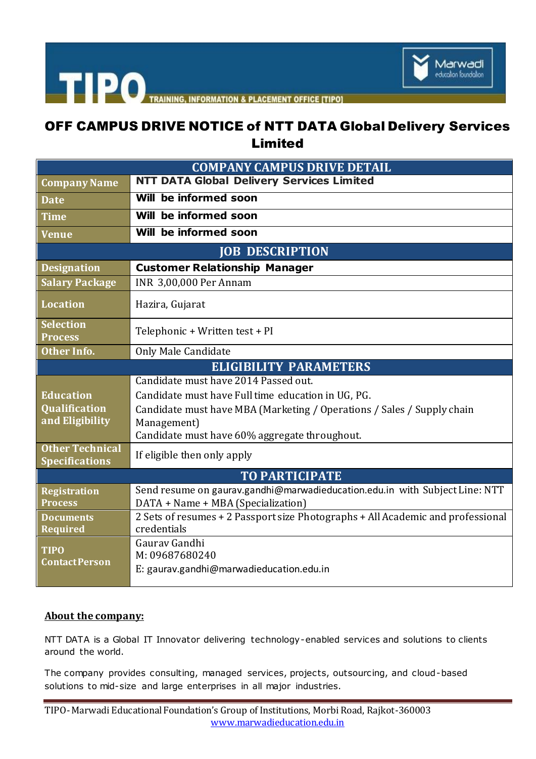# OFF CAMPUS DRIVE NOTICE of NTT DATA Global Delivery Services Limited

| COMPANY CAMPUS DRIVE DETAIL | |
|---|---|
| **Company Name** | **NTT DATA Global Delivery Services Limited** |
| **Date** | **Will be informed soon** |
| **Time** | **Will be informed soon** |
| **Venue** | **Will be informed soon** |
| **JOB DESCRIPTION** | |
| **Designation** | **Customer Relationship Manager** |
| **Salary Package** | INR 3,00,000 Per Annam |
| **Location** | Hazira, Gujarat |
| **Selection Process** | Telephonic + Written test + PI |
| **Other Info.** | Only Male Candidate |
| **ELIGIBILITY PARAMETERS** | |
| **Education Qualification and Eligibility** | Candidate must have 2014 Passed out.<br>Candidate must have Full time education in UG, PG.<br>Candidate must have MBA (Marketing / Operations / Sales / Supply chain Management)<br>Candidate must have 60% aggregate throughout. |
| **Other Technical Specifications** | If eligible then only apply |
| **TO PARTICIPATE** | |
| **Registration Process** | Send resume on gaurav.gandhi@marwadieducation.edu.in with Subject Line: NTT DATA + Name + MBA (Specialization) |
| **Documents Required** | 2 Sets of resumes + 2 Passport size Photographs + All Academic and professional credentials |
| **TIPO Contact Person** | Gaurav Gandhi<br>M: 09687680240<br>E: gaurav.gandhi@marwadieducation.edu.in |

**About the company:**

NTT DATA is a Global IT Innovator delivering technology-enabled services and solutions to clients around the world.

The company provides consulting, managed services, projects, outsourcing, and cloud-based solutions to mid-size and large enterprises in all major industries.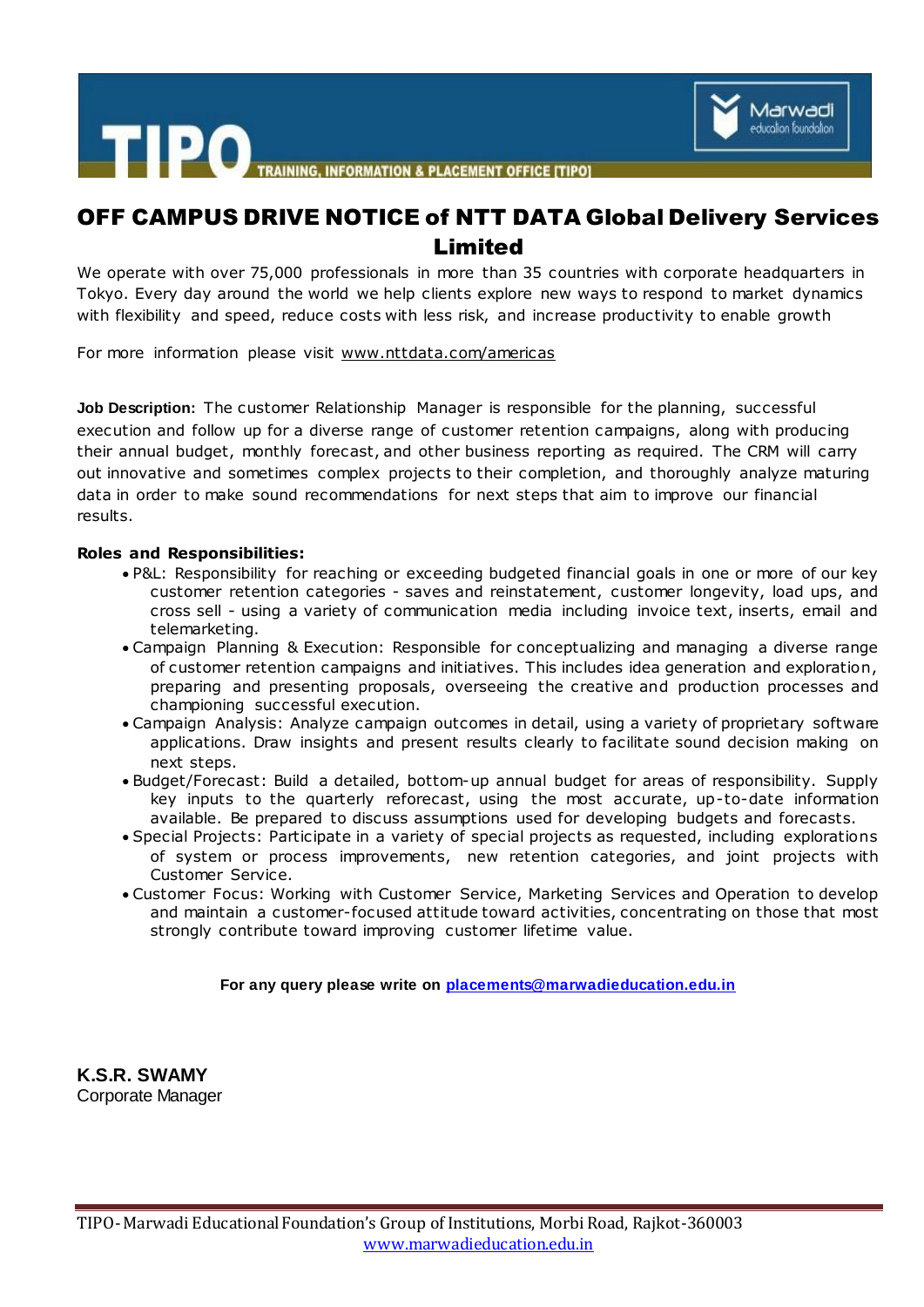# OFF CAMPUS DRIVE NOTICE of NTT DATA Global Delivery Services Limited

We operate with over 75,000 professionals in more than 35 countries with corporate headquarters in Tokyo. Every day around the world we help clients explore new ways to respond to market dynamics with flexibility and speed, reduce costs with less risk, and increase productivity to enable growth

For more information please visit www.nttdata.com/americas

**Job Description:** The customer Relationship Manager is responsible for the planning, successful execution and follow up for a diverse range of customer retention campaigns, along with producing their annual budget, monthly forecast, and other business reporting as required. The CRM will carry out innovative and sometimes complex projects to their completion, and thoroughly analyze maturing data in order to make sound recommendations for next steps that aim to improve our financial results.

**Roles and Responsibilities:**

- P&L: Responsibility for reaching or exceeding budgeted financial goals in one or more of our key customer retention categories - saves and reinstatement, customer longevity, load ups, and cross sell - using a variety of communication media including invoice text, inserts, email and telemarketing.
- Campaign Planning & Execution: Responsible for conceptualizing and managing a diverse range of customer retention campaigns and initiatives. This includes idea generation and exploration, preparing and presenting proposals, overseeing the creative and production processes and championing successful execution.
- Campaign Analysis: Analyze campaign outcomes in detail, using a variety of proprietary software applications. Draw insights and present results clearly to facilitate sound decision making on next steps.
- Budget/Forecast: Build a detailed, bottom-up annual budget for areas of responsibility. Supply key inputs to the quarterly reforecast, using the most accurate, up-to-date information available. Be prepared to discuss assumptions used for developing budgets and forecasts.
- Special Projects: Participate in a variety of special projects as requested, including explorations of system or process improvements, new retention categories, and joint projects with Customer Service.
- Customer Focus: Working with Customer Service, Marketing Services and Operation to develop and maintain a customer-focused attitude toward activities, concentrating on those that most strongly contribute toward improving customer lifetime value.

**For any query please write on placements@marwadieducation.edu.in**

**K.S.R. SWAMY**
Corporate Manager